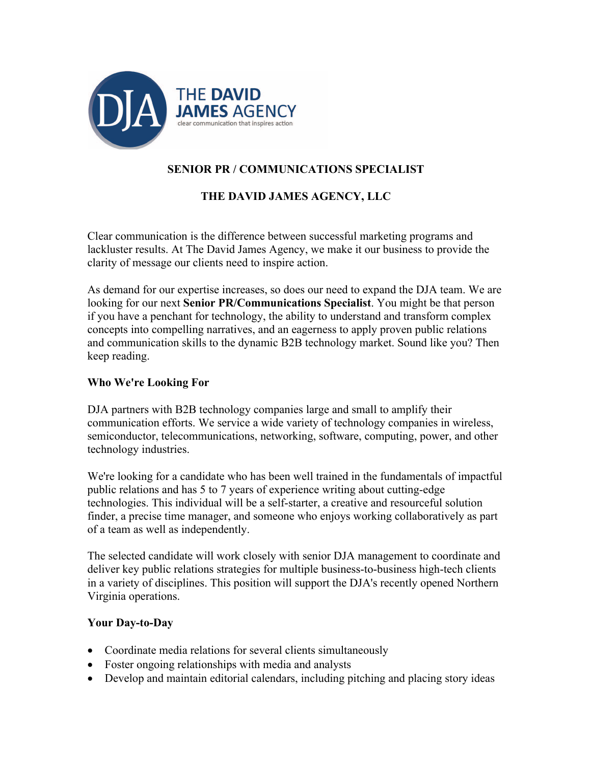# SENIOR PR / COMMUNICATIONS SPECIALIST

## THE DAVID JAMES AGENCY, LLC

Clear communication is the difference between successful marketing programs and lackluster results. At The David James Agency, we make it our business to provide the clarity of message our clients need to inspire action.

As demand for our expertise increases, so does our need to expand the DJA team. We are looking for our next **Senior PR/Communications Specialist**. You might be that person if you have a penchant for technology, the ability to understand and transform complex concepts into compelling narratives, and an eagerness to apply proven public relations and communication skills to the dynamic B2B technology market. Sound like you? Then keep reading.

### Who We're Looking For

DJA partners with B2B technology companies large and small to amplify their communication efforts. We service a wide variety of technology companies in wireless, semiconductor, telecommunications, networking, software, computing, power, and other technology industries.

We're looking for a candidate who has been well trained in the fundamentals of impactful public relations and has 5 to 7 years of experience writing about cutting-edge technologies. This individual will be a self-starter, a creative and resourceful solution finder, a precise time manager, and someone who enjoys working collaboratively as part of a team as well as independently.

The selected candidate will work closely with senior DJA management to coordinate and deliver key public relations strategies for multiple business-to-business high-tech clients in a variety of disciplines. This position will support the DJA's recently opened Northern Virginia operations.

### Your Day-to-Day

- Coordinate media relations for several clients simultaneously
- Foster ongoing relationships with media and analysts
- Develop and maintain editorial calendars, including pitching and placing story ideas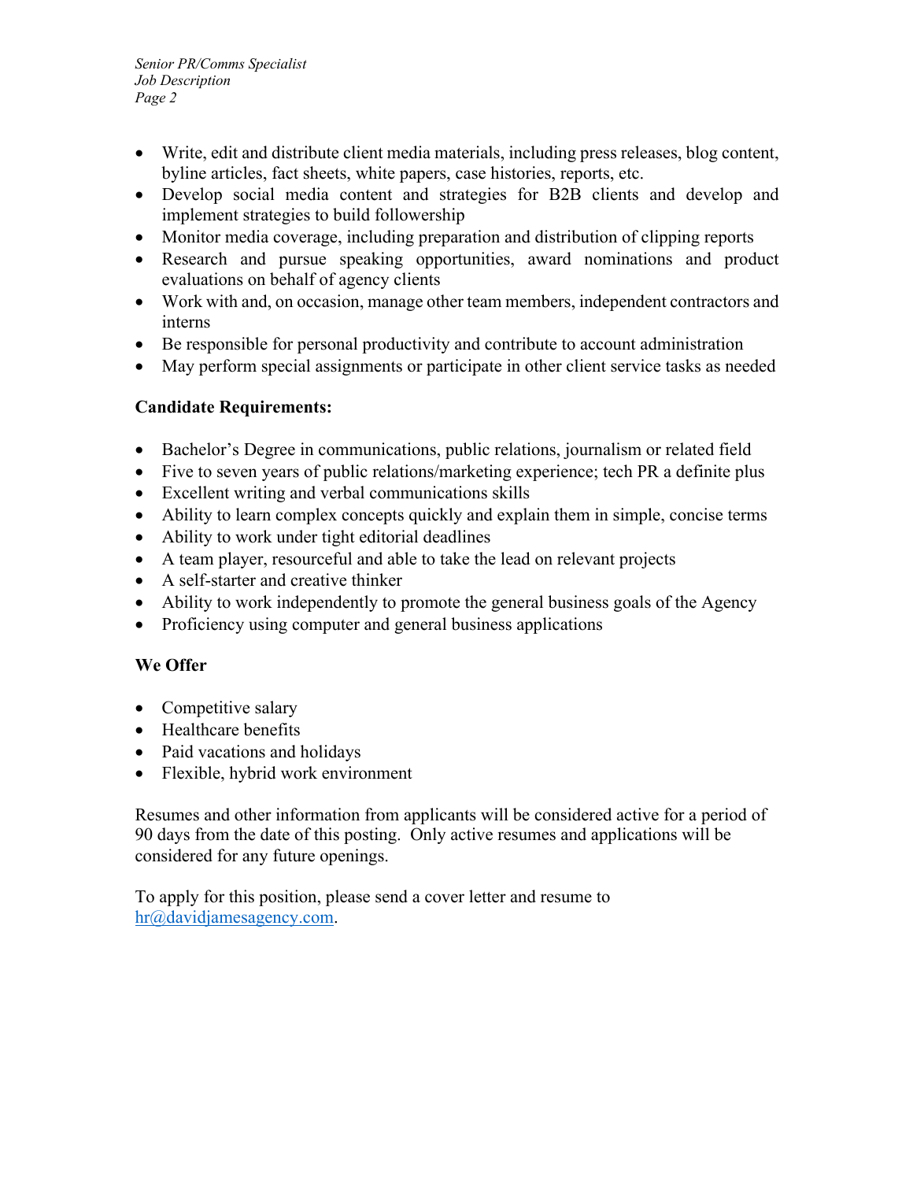- Write, edit and distribute client media materials, including press releases, blog content, byline articles, fact sheets, white papers, case histories, reports, etc.
- Develop social media content and strategies for B2B clients and develop and implement strategies to build followership
- Monitor media coverage, including preparation and distribution of clipping reports
- Research and pursue speaking opportunities, award nominations and product evaluations on behalf of agency clients
- Work with and, on occasion, manage other team members, independent contractors and interns
- Be responsible for personal productivity and contribute to account administration
- May perform special assignments or participate in other client service tasks as needed

**Candidate Requirements:**

- Bachelor's Degree in communications, public relations, journalism or related field
- Five to seven years of public relations/marketing experience; tech PR a definite plus
- Excellent writing and verbal communications skills
- Ability to learn complex concepts quickly and explain them in simple, concise terms
- Ability to work under tight editorial deadlines
- A team player, resourceful and able to take the lead on relevant projects
- A self-starter and creative thinker
- Ability to work independently to promote the general business goals of the Agency
- Proficiency using computer and general business applications

**We Offer**

- Competitive salary
- Healthcare benefits
- Paid vacations and holidays
- Flexible, hybrid work environment

Resumes and other information from applicants will be considered active for a period of 90 days from the date of this posting. Only active resumes and applications will be considered for any future openings.

To apply for this position, please send a cover letter and resume to [hr@davidjamesagency.com](mailto:hr@davidjamesagency.com).